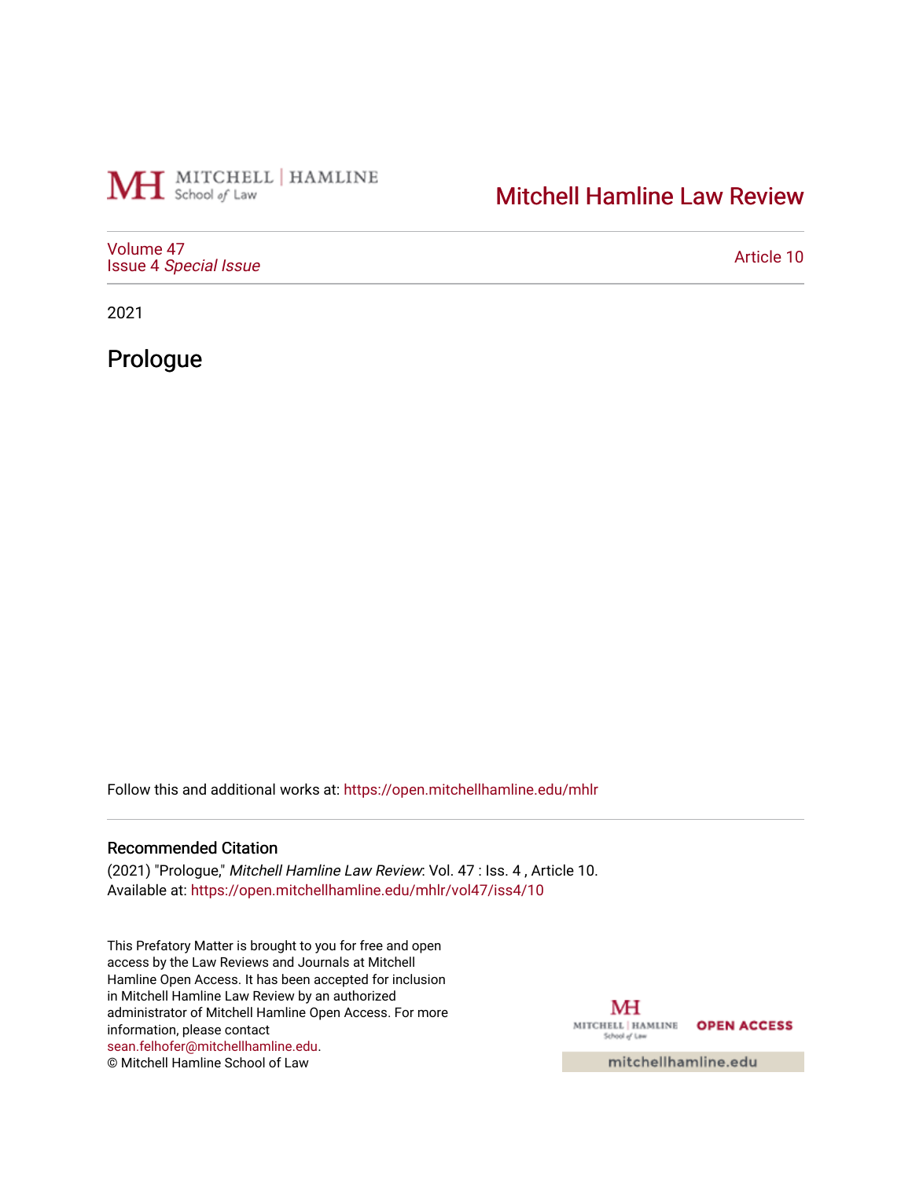Mitchell Hamline Law Review

Volume 47
Issue 4 *Special Issue*

Article 10

2021

# Prologue

Follow this and additional works at: https://open.mitchellhamline.edu/mhlr

## Recommended Citation

(2021) "Prologue," *Mitchell Hamline Law Review*: Vol. 47 : Iss. 4 , Article 10.
Available at: https://open.mitchellhamline.edu/mhlr/vol47/iss4/10

This Prefatory Matter is brought to you for free and open access by the Law Reviews and Journals at Mitchell Hamline Open Access. It has been accepted for inclusion in Mitchell Hamline Law Review by an authorized administrator of Mitchell Hamline Open Access. For more information, please contact sean.felhofer@mitchellhamline.edu.
© Mitchell Hamline School of Law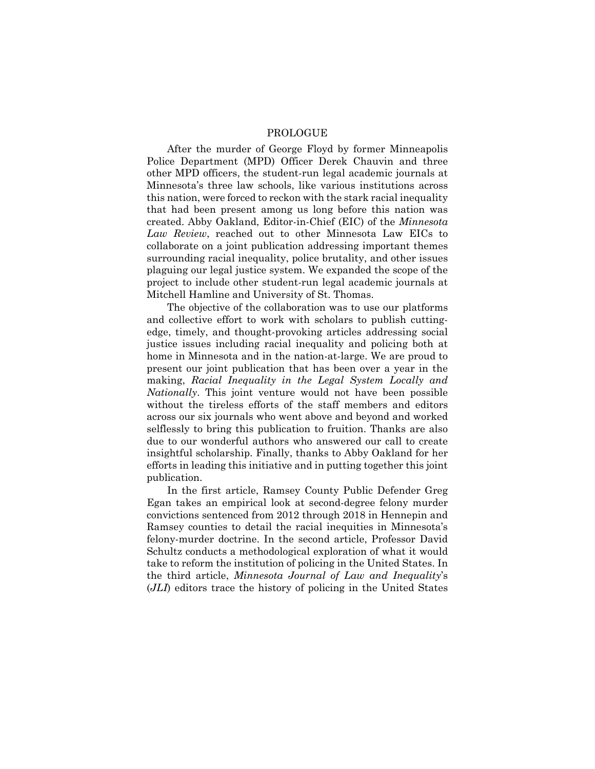# PROLOGUE

After the murder of George Floyd by former Minneapolis Police Department (MPD) Officer Derek Chauvin and three other MPD officers, the student-run legal academic journals at Minnesota's three law schools, like various institutions across this nation, were forced to reckon with the stark racial inequality that had been present among us long before this nation was created. Abby Oakland, Editor-in-Chief (EIC) of the *Minnesota Law Review*, reached out to other Minnesota Law EICs to collaborate on a joint publication addressing important themes surrounding racial inequality, police brutality, and other issues plaguing our legal justice system. We expanded the scope of the project to include other student-run legal academic journals at Mitchell Hamline and University of St. Thomas.

The objective of the collaboration was to use our platforms and collective effort to work with scholars to publish cutting-edge, timely, and thought-provoking articles addressing social justice issues including racial inequality and policing both at home in Minnesota and in the nation-at-large. We are proud to present our joint publication that has been over a year in the making, *Racial Inequality in the Legal System Locally and Nationally*. This joint venture would not have been possible without the tireless efforts of the staff members and editors across our six journals who went above and beyond and worked selflessly to bring this publication to fruition. Thanks are also due to our wonderful authors who answered our call to create insightful scholarship. Finally, thanks to Abby Oakland for her efforts in leading this initiative and in putting together this joint publication.

In the first article, Ramsey County Public Defender Greg Egan takes an empirical look at second-degree felony murder convictions sentenced from 2012 through 2018 in Hennepin and Ramsey counties to detail the racial inequities in Minnesota's felony-murder doctrine. In the second article, Professor David Schultz conducts a methodological exploration of what it would take to reform the institution of policing in the United States. In the third article, *Minnesota Journal of Law and Inequality*'s (*JLI*) editors trace the history of policing in the United States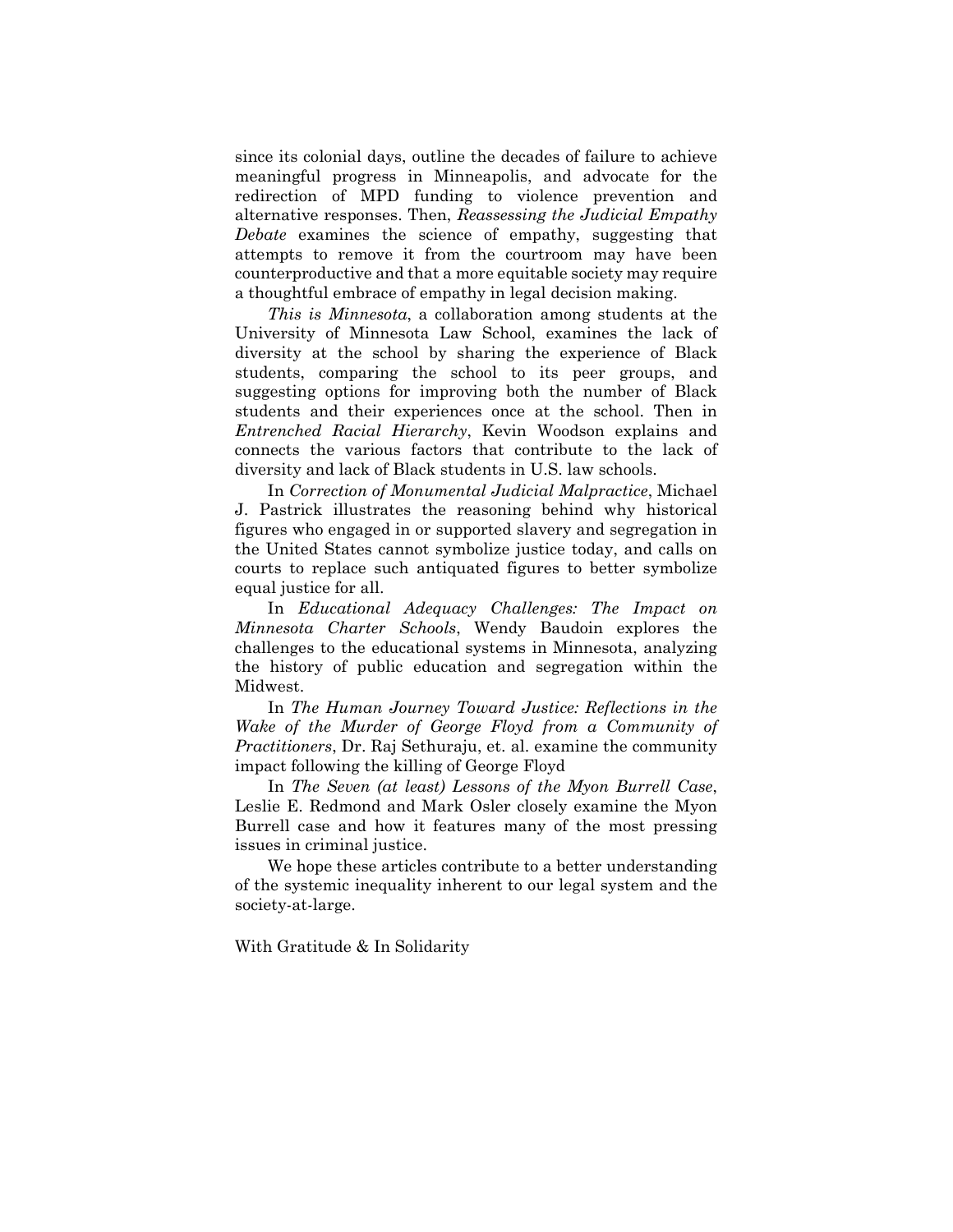since its colonial days, outline the decades of failure to achieve meaningful progress in Minneapolis, and advocate for the redirection of MPD funding to violence prevention and alternative responses. Then, *Reassessing the Judicial Empathy Debate* examines the science of empathy, suggesting that attempts to remove it from the courtroom may have been counterproductive and that a more equitable society may require a thoughtful embrace of empathy in legal decision making.

*This is Minnesota*, a collaboration among students at the University of Minnesota Law School, examines the lack of diversity at the school by sharing the experience of Black students, comparing the school to its peer groups, and suggesting options for improving both the number of Black students and their experiences once at the school. Then in *Entrenched Racial Hierarchy*, Kevin Woodson explains and connects the various factors that contribute to the lack of diversity and lack of Black students in U.S. law schools.

In *Correction of Monumental Judicial Malpractice*, Michael J. Pastrick illustrates the reasoning behind why historical figures who engaged in or supported slavery and segregation in the United States cannot symbolize justice today, and calls on courts to replace such antiquated figures to better symbolize equal justice for all.

In *Educational Adequacy Challenges: The Impact on Minnesota Charter Schools*, Wendy Baudoin explores the challenges to the educational systems in Minnesota, analyzing the history of public education and segregation within the Midwest.

In *The Human Journey Toward Justice: Reflections in the Wake of the Murder of George Floyd from a Community of Practitioners*, Dr. Raj Sethuraju, et. al. examine the community impact following the killing of George Floyd

In *The Seven (at least) Lessons of the Myon Burrell Case*, Leslie E. Redmond and Mark Osler closely examine the Myon Burrell case and how it features many of the most pressing issues in criminal justice.

We hope these articles contribute to a better understanding of the systemic inequality inherent to our legal system and the society-at-large.

With Gratitude & In Solidarity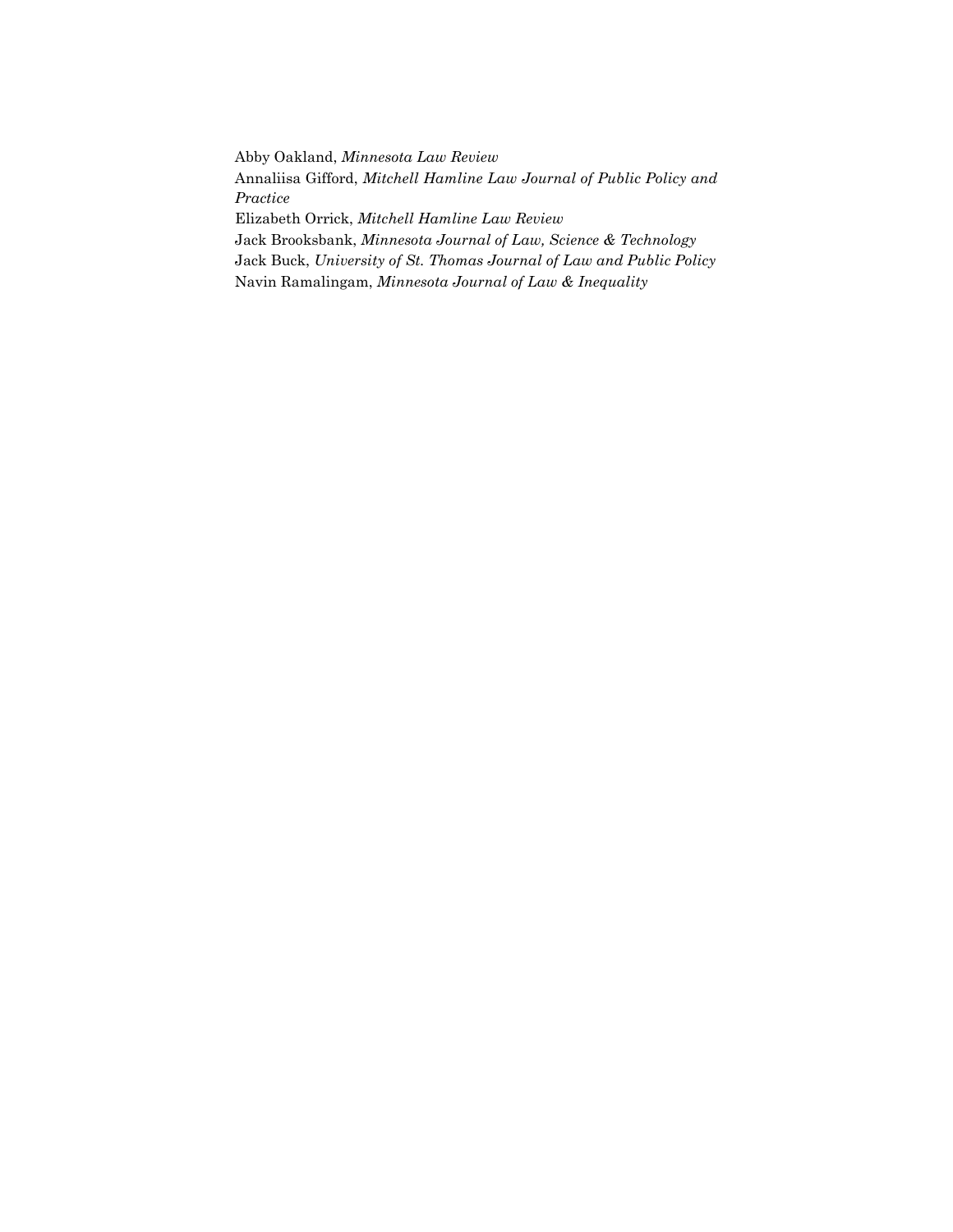Abby Oakland, *Minnesota Law Review*
Annaliisa Gifford, *Mitchell Hamline Law Journal of Public Policy and Practice*
Elizabeth Orrick, *Mitchell Hamline Law Review*
Jack Brooksbank, *Minnesota Journal of Law, Science & Technology*
Jack Buck, *University of St. Thomas Journal of Law and Public Policy*
Navin Ramalingam, *Minnesota Journal of Law & Inequality*